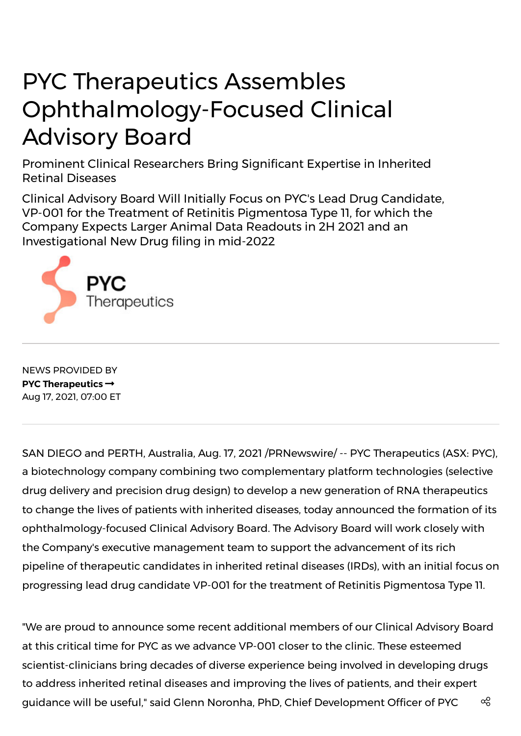# PYC Therapeutics Assembles Ophthalmology-Focused Clinical Advisory Board

## Prominent Clinical Researchers Bring Significant Expertise in Inherited Retinal Diseases

## Clinical Advisory Board Will Initially Focus on PYC's Lead Drug Candidate, VP-001 for the Treatment of Retinitis Pigmentosa Type 11, for which the Company Expects Larger Animal Data Readouts in 2H 2021 and an Investigational New Drug filing in mid-2022

NEWS PROVIDED BY

**PYC Therapeutics →**

Aug 17, 2021, 07:00 ET

SAN DIEGO and PERTH, Australia, Aug. 17, 2021 /PRNewswire/ -- PYC Therapeutics (ASX: PYC), a biotechnology company combining two complementary platform technologies (selective drug delivery and precision drug design) to develop a new generation of RNA therapeutics to change the lives of patients with inherited diseases, today announced the formation of its ophthalmology-focused Clinical Advisory Board. The Advisory Board will work closely with the Company's executive management team to support the advancement of its rich pipeline of therapeutic candidates in inherited retinal diseases (IRDs), with an initial focus on progressing lead drug candidate VP-001 for the treatment of Retinitis Pigmentosa Type 11.

"We are proud to announce some recent additional members of our Clinical Advisory Board at this critical time for PYC as we advance VP-001 closer to the clinic. These esteemed scientist-clinicians bring decades of diverse experience being involved in developing drugs to address inherited retinal diseases and improving the lives of patients, and their expert guidance will be useful," said Glenn Noronha, PhD, Chief Development Officer of PYC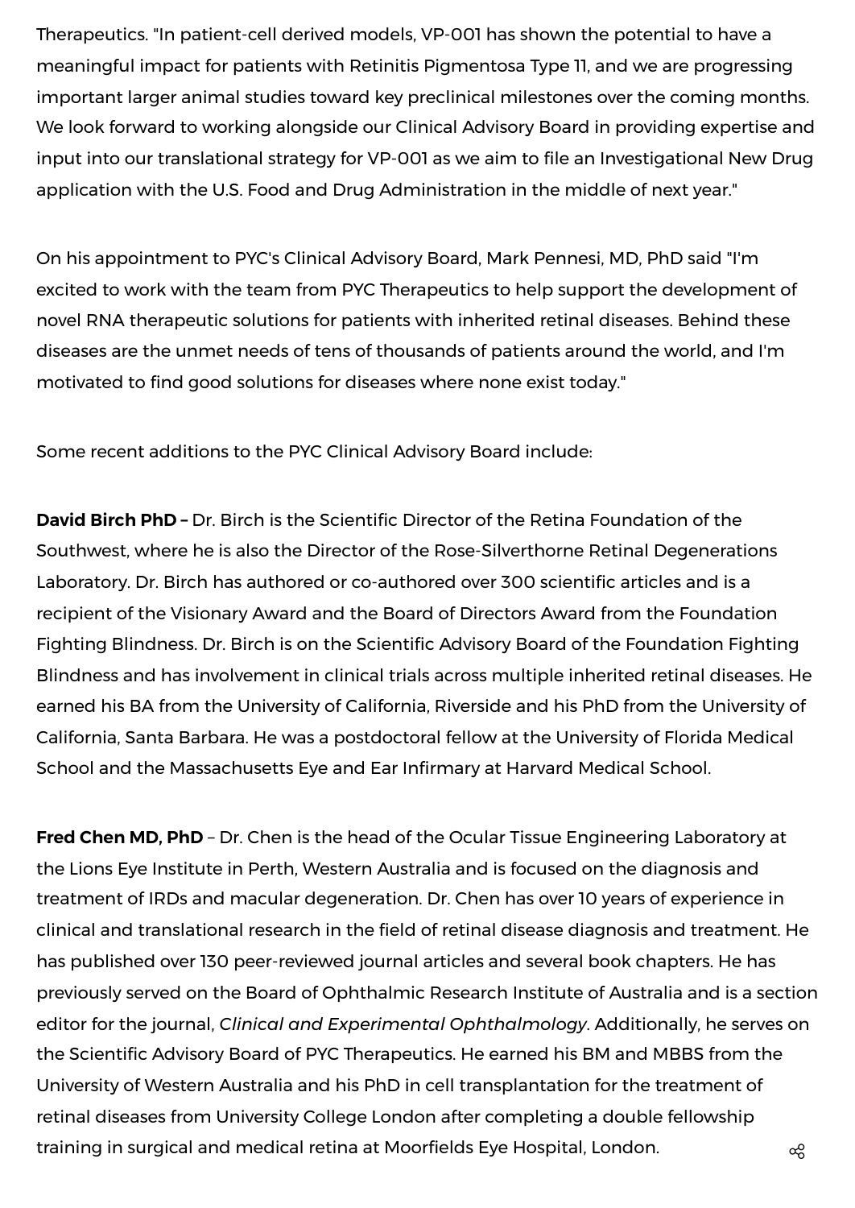Therapeutics. "In patient-cell derived models, VP-001 has shown the potential to have a meaningful impact for patients with Retinitis Pigmentosa Type 11, and we are progressing important larger animal studies toward key preclinical milestones over the coming months. We look forward to working alongside our Clinical Advisory Board in providing expertise and input into our translational strategy for VP-001 as we aim to file an Investigational New Drug application with the U.S. Food and Drug Administration in the middle of next year."

On his appointment to PYC's Clinical Advisory Board, Mark Pennesi, MD, PhD said "I'm excited to work with the team from PYC Therapeutics to help support the development of novel RNA therapeutic solutions for patients with inherited retinal diseases. Behind these diseases are the unmet needs of tens of thousands of patients around the world, and I'm motivated to find good solutions for diseases where none exist today."

Some recent additions to the PYC Clinical Advisory Board include:

**David Birch PhD –** Dr. Birch is the Scientific Director of the Retina Foundation of the Southwest, where he is also the Director of the Rose-Silverthorne Retinal Degenerations Laboratory. Dr. Birch has authored or co-authored over 300 scientific articles and is a recipient of the Visionary Award and the Board of Directors Award from the Foundation Fighting Blindness. Dr. Birch is on the Scientific Advisory Board of the Foundation Fighting Blindness and has involvement in clinical trials across multiple inherited retinal diseases. He earned his BA from the University of California, Riverside and his PhD from the University of California, Santa Barbara. He was a postdoctoral fellow at the University of Florida Medical School and the Massachusetts Eye and Ear Infirmary at Harvard Medical School.

**Fred Chen MD, PhD** – Dr. Chen is the head of the Ocular Tissue Engineering Laboratory at the Lions Eye Institute in Perth, Western Australia and is focused on the diagnosis and treatment of IRDs and macular degeneration. Dr. Chen has over 10 years of experience in clinical and translational research in the field of retinal disease diagnosis and treatment. He has published over 130 peer-reviewed journal articles and several book chapters. He has previously served on the Board of Ophthalmic Research Institute of Australia and is a section editor for the journal, *Clinical and Experimental Ophthalmology*. Additionally, he serves on the Scientific Advisory Board of PYC Therapeutics. He earned his BM and MBBS from the University of Western Australia and his PhD in cell transplantation for the treatment of retinal diseases from University College London after completing a double fellowship training in surgical and medical retina at Moorfields Eye Hospital, London.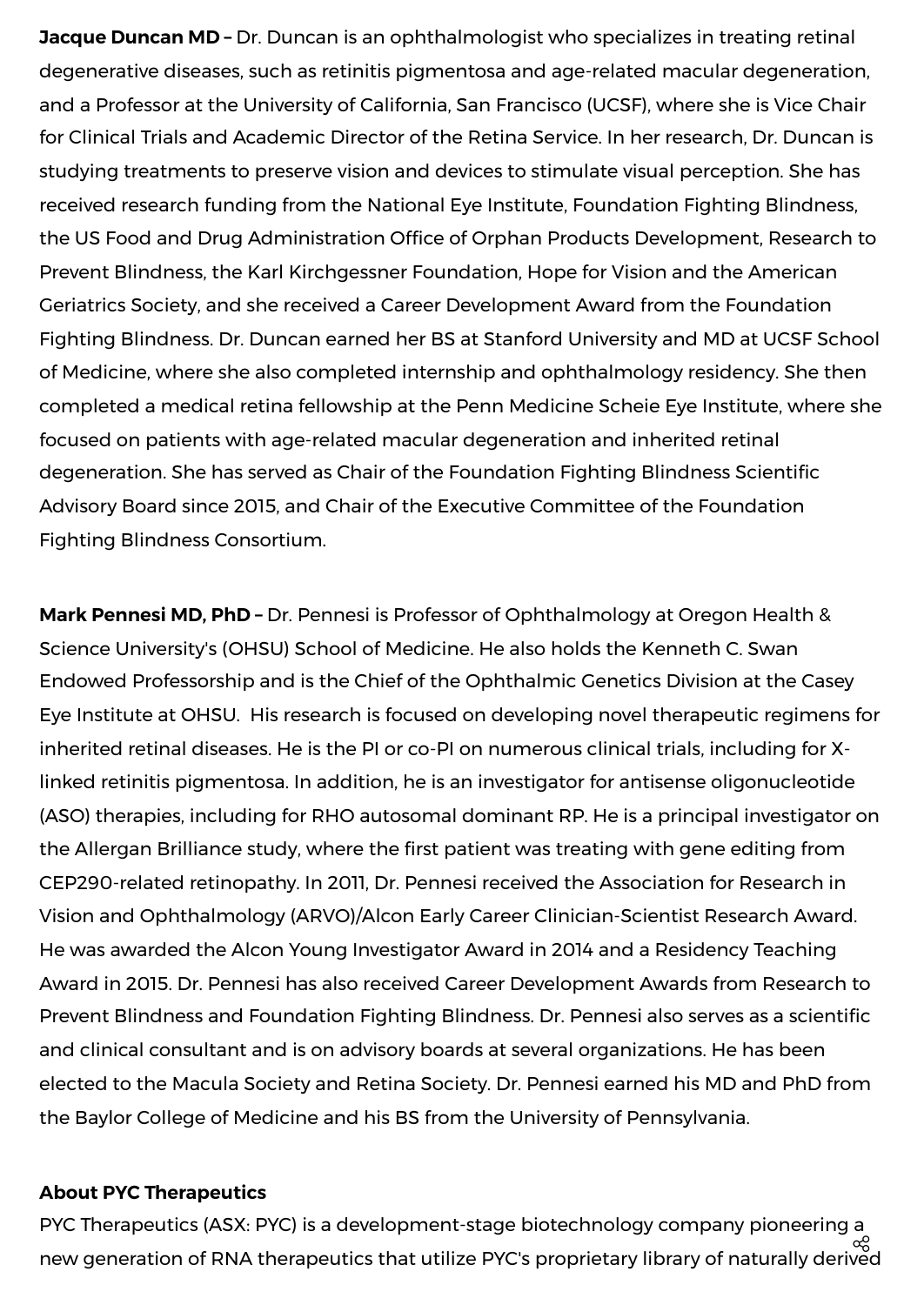**Jacque Duncan MD –** Dr. Duncan is an ophthalmologist who specializes in treating retinal degenerative diseases, such as retinitis pigmentosa and age-related macular degeneration, and a Professor at the University of California, San Francisco (UCSF), where she is Vice Chair for Clinical Trials and Academic Director of the Retina Service. In her research, Dr. Duncan is studying treatments to preserve vision and devices to stimulate visual perception. She has received research funding from the National Eye Institute, Foundation Fighting Blindness, the US Food and Drug Administration Office of Orphan Products Development, Research to Prevent Blindness, the Karl Kirchgessner Foundation, Hope for Vision and the American Geriatrics Society, and she received a Career Development Award from the Foundation Fighting Blindness. Dr. Duncan earned her BS at Stanford University and MD at UCSF School of Medicine, where she also completed internship and ophthalmology residency. She then completed a medical retina fellowship at the Penn Medicine Scheie Eye Institute, where she focused on patients with age-related macular degeneration and inherited retinal degeneration. She has served as Chair of the Foundation Fighting Blindness Scientific Advisory Board since 2015, and Chair of the Executive Committee of the Foundation Fighting Blindness Consortium.

**Mark Pennesi MD, PhD –** Dr. Pennesi is Professor of Ophthalmology at Oregon Health & Science University's (OHSU) School of Medicine. He also holds the Kenneth C. Swan Endowed Professorship and is the Chief of the Ophthalmic Genetics Division at the Casey Eye Institute at OHSU. His research is focused on developing novel therapeutic regimens for inherited retinal diseases. He is the PI or co-PI on numerous clinical trials, including for X-linked retinitis pigmentosa. In addition, he is an investigator for antisense oligonucleotide (ASO) therapies, including for RHO autosomal dominant RP. He is a principal investigator on the Allergan Brilliance study, where the first patient was treating with gene editing from CEP290-related retinopathy. In 2011, Dr. Pennesi received the Association for Research in Vision and Ophthalmology (ARVO)/Alcon Early Career Clinician-Scientist Research Award. He was awarded the Alcon Young Investigator Award in 2014 and a Residency Teaching Award in 2015. Dr. Pennesi has also received Career Development Awards from Research to Prevent Blindness and Foundation Fighting Blindness. Dr. Pennesi also serves as a scientific and clinical consultant and is on advisory boards at several organizations. He has been elected to the Macula Society and Retina Society. Dr. Pennesi earned his MD and PhD from the Baylor College of Medicine and his BS from the University of Pennsylvania.

**About PYC Therapeutics**

PYC Therapeutics (ASX: PYC) is a development-stage biotechnology company pioneering a new generation of RNA therapeutics that utilize PYC's proprietary library of naturally derived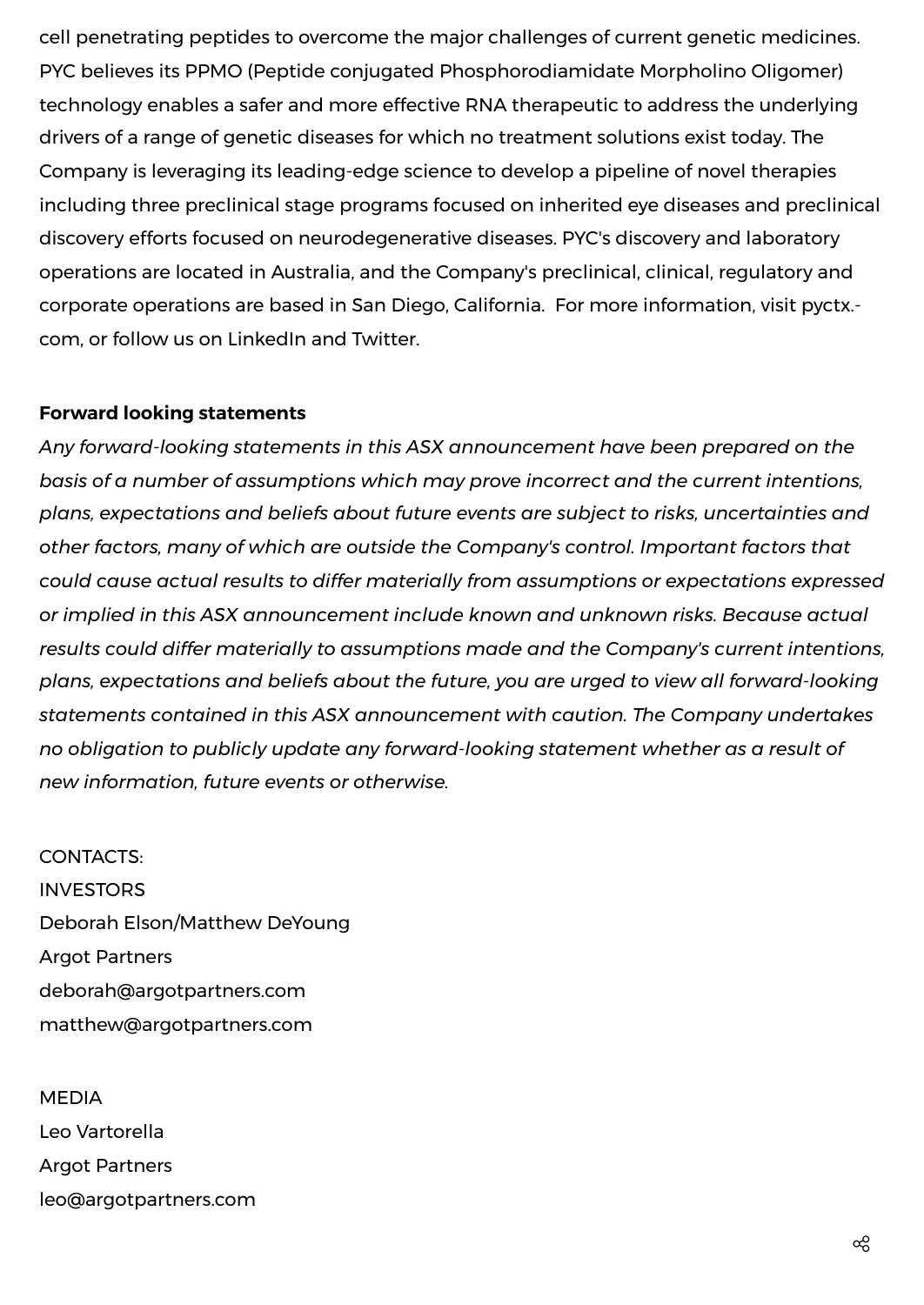cell penetrating peptides to overcome the major challenges of current genetic medicines. PYC believes its PPMO (Peptide conjugated Phosphorodiamidate Morpholino Oligomer) technology enables a safer and more effective RNA therapeutic to address the underlying drivers of a range of genetic diseases for which no treatment solutions exist today. The Company is leveraging its leading-edge science to develop a pipeline of novel therapies including three preclinical stage programs focused on inherited eye diseases and preclinical discovery efforts focused on neurodegenerative diseases. PYC's discovery and laboratory operations are located in Australia, and the Company's preclinical, clinical, regulatory and corporate operations are based in San Diego, California. For more information, visit pyctx.com, or follow us on LinkedIn and Twitter.

**Forward looking statements**

*Any forward-looking statements in this ASX announcement have been prepared on the basis of a number of assumptions which may prove incorrect and the current intentions, plans, expectations and beliefs about future events are subject to risks, uncertainties and other factors, many of which are outside the Company's control. Important factors that could cause actual results to differ materially from assumptions or expectations expressed or implied in this ASX announcement include known and unknown risks. Because actual results could differ materially to assumptions made and the Company's current intentions, plans, expectations and beliefs about the future, you are urged to view all forward-looking statements contained in this ASX announcement with caution. The Company undertakes no obligation to publicly update any forward-looking statement whether as a result of new information, future events or otherwise.*

CONTACTS:
INVESTORS
Deborah Elson/Matthew DeYoung
Argot Partners
deborah@argotpartners.com
matthew@argotpartners.com

MEDIA
Leo Vartorella
Argot Partners
leo@argotpartners.com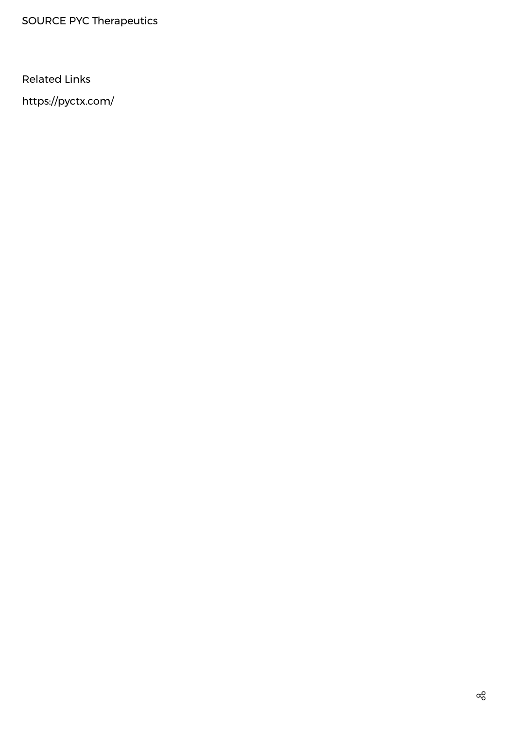SOURCE PYC Therapeutics

Related Links

https://pyctx.com/